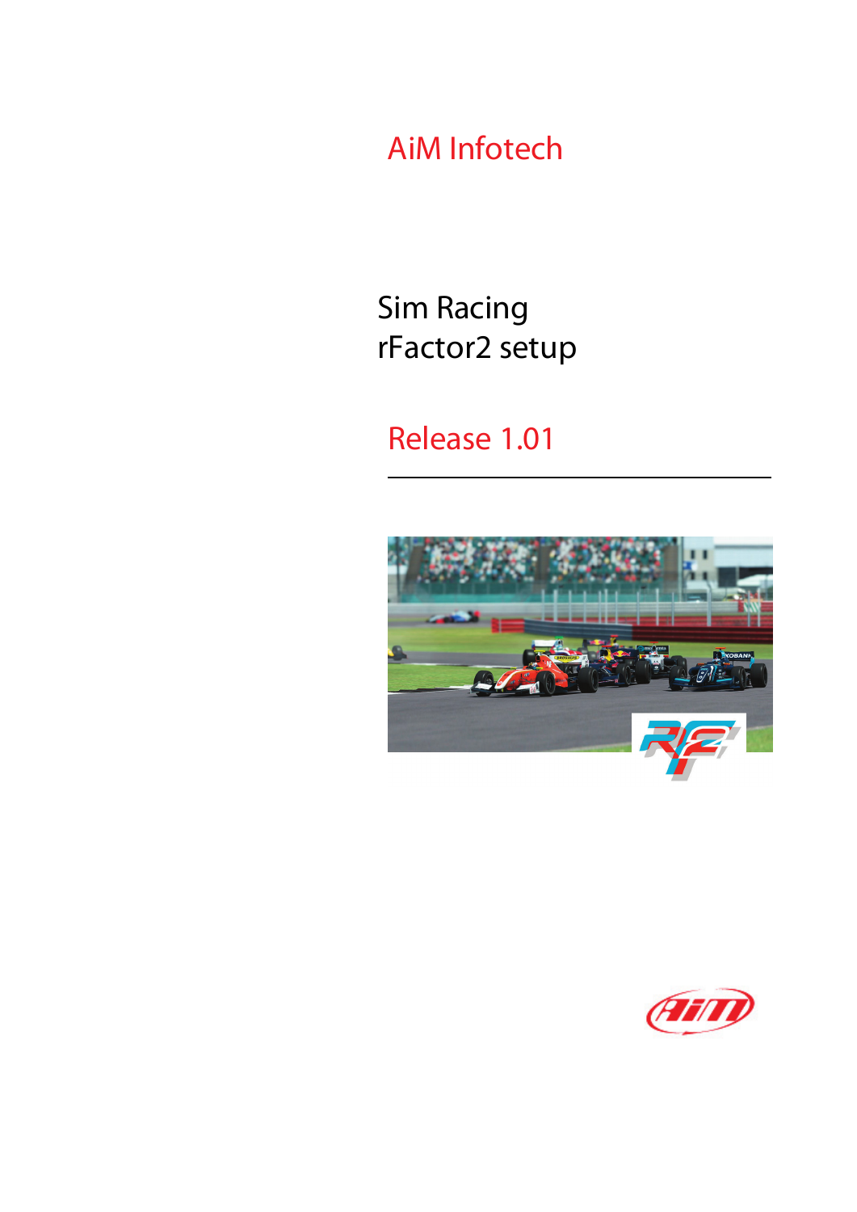AiM Infotech

# Sim Racing
# rFactor2 setup

Release 1.01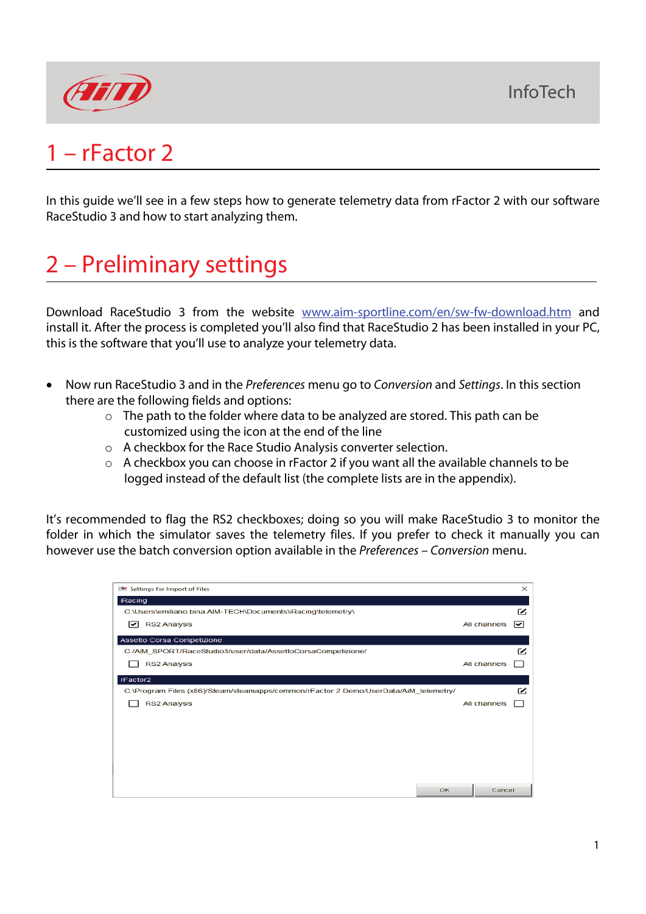# 1 – rFactor 2

In this guide we'll see in a few steps how to generate telemetry data from rFactor 2 with our software RaceStudio 3 and how to start analyzing them.

# 2 – Preliminary settings

Download RaceStudio 3 from the website [www.aim-sportline.com/en/sw-fw-download.htm](www.aim-sportline.com/en/sw-fw-download.htm) and install it. After the process is completed you'll also find that RaceStudio 2 has been installed in your PC, this is the software that you'll use to analyze your telemetry data.

- Now run RaceStudio 3 and in the *Preferences* menu go to *Conversion* and *Settings*. In this section there are the following fields and options:
    - The path to the folder where data to be analyzed are stored. This path can be customized using the icon at the end of the line
    - A checkbox for the Race Studio Analysis converter selection.
    - A checkbox you can choose in rFactor 2 if you want all the available channels to be logged instead of the default list (the complete lists are in the appendix).

It's recommended to flag the RS2 checkboxes; doing so you will make RaceStudio 3 to monitor the folder in which the simulator saves the telemetry files. If you prefer to check it manually you can however use the batch conversion option available in the *Preferences – Conversion* menu.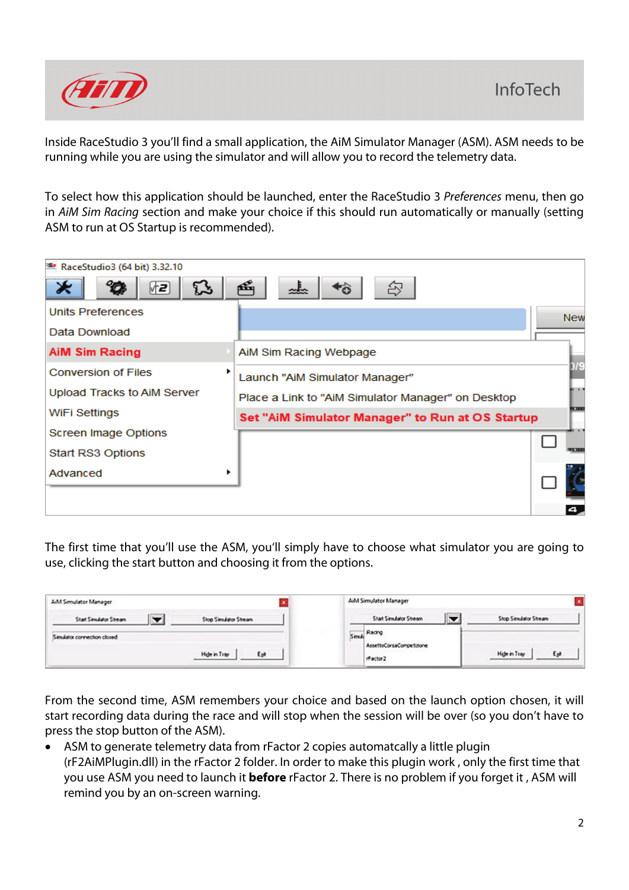Inside RaceStudio 3 you'll find a small application, the AiM Simulator Manager (ASM). ASM needs to be running while you are using the simulator and will allow you to record the telemetry data.

To select how this application should be launched, enter the RaceStudio 3 *Preferences* menu, then go in *AiM Sim Racing* section and make your choice if this should run automatically or manually (setting ASM to run at OS Startup is recommended).

The first time that you'll use the ASM, you'll simply have to choose what simulator you are going to use, clicking the start button and choosing it from the options.

From the second time, ASM remembers your choice and based on the launch option chosen, it will start recording data during the race and will stop when the session will be over (so you don't have to press the stop button of the ASM).

- ASM to generate telemetry data from rFactor 2 copies automatcally a little plugin (rF2AiMPlugin.dll) in the rFactor 2 folder. In order to make this plugin work , only the first time that you use ASM you need to launch it **before** rFactor 2. There is no problem if you forget it , ASM will remind you by an on-screen warning.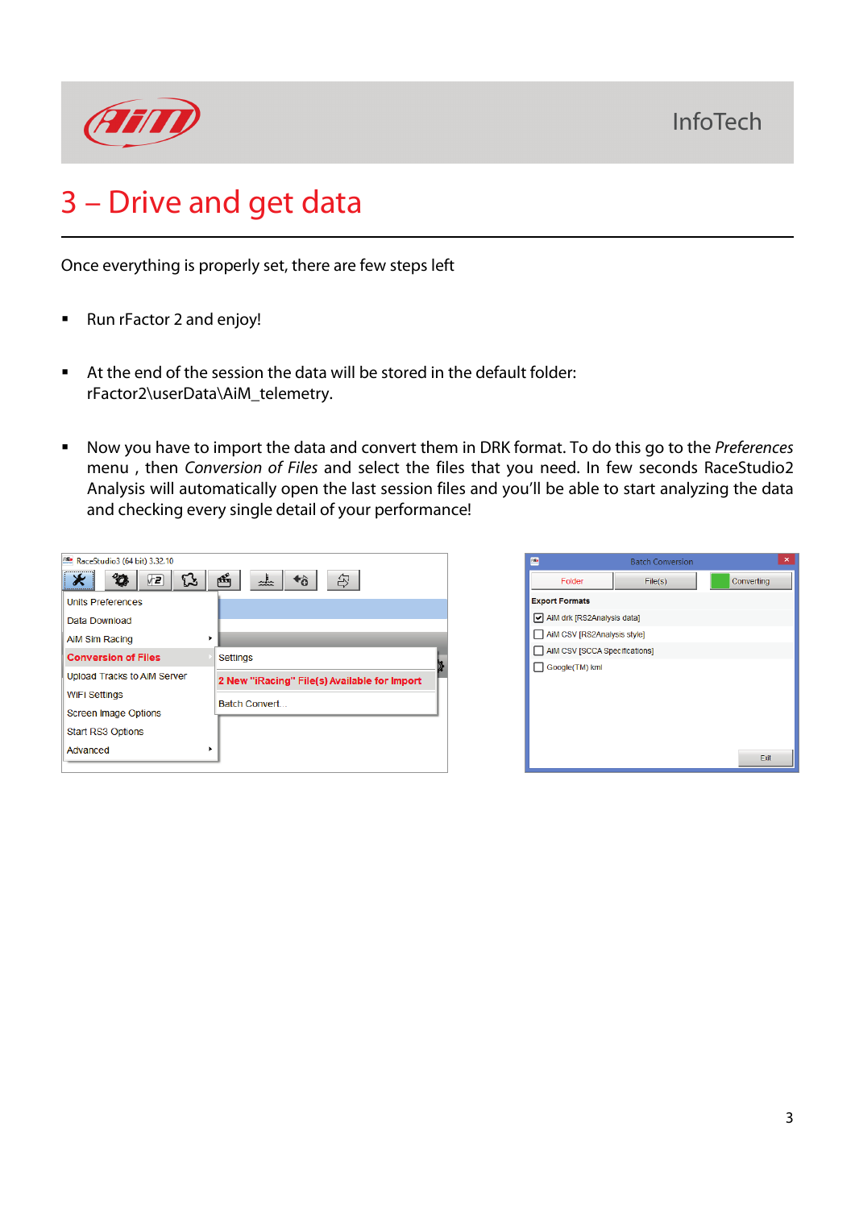# 3 – Drive and get data

Once everything is properly set, there are few steps left

- Run rFactor 2 and enjoy!

- At the end of the session the data will be stored in the default folder: rFactor2\userData\AiM_telemetry.

- Now you have to import the data and convert them in DRK format. To do this go to the *Preferences* menu , then *Conversion of Files* and select the files that you need. In few seconds RaceStudio2 Analysis will automatically open the last session files and you'll be able to start analyzing the data and checking every single detail of your performance!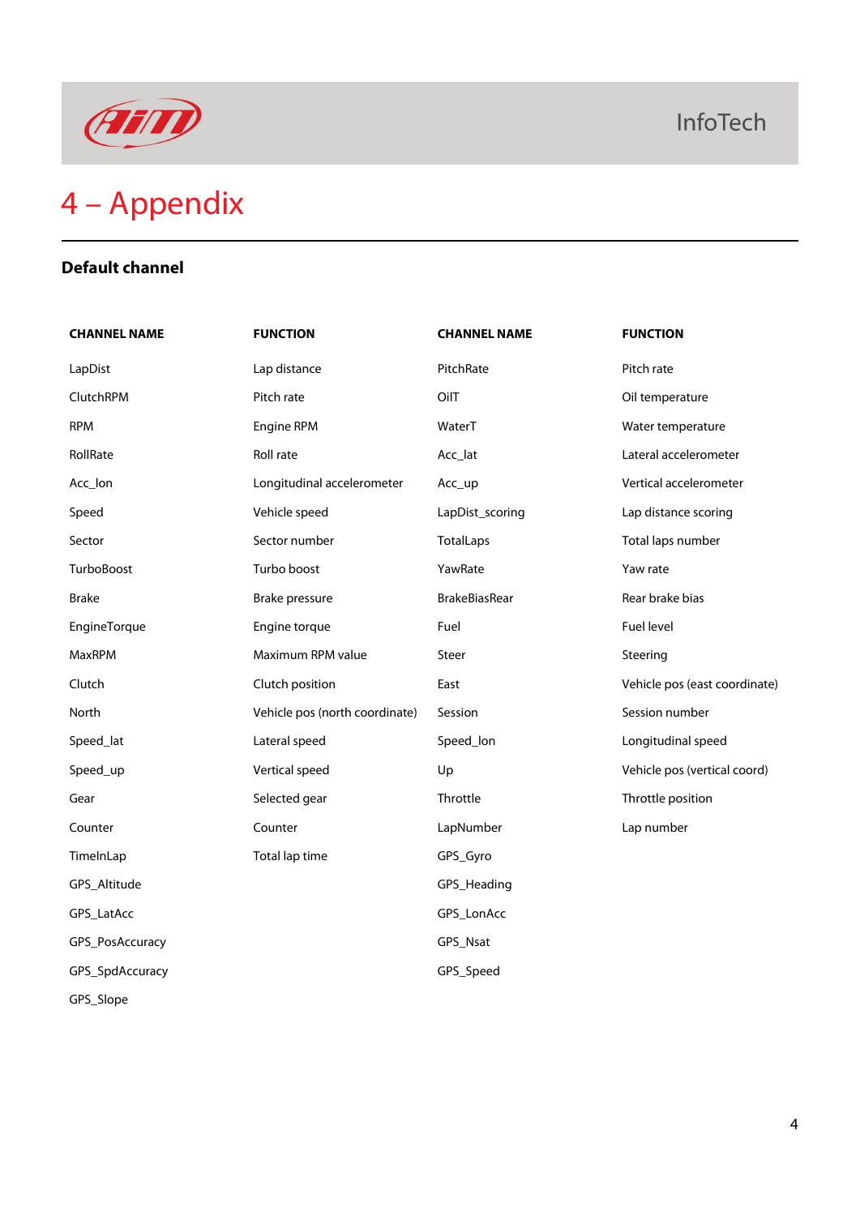# 4 – Appendix

## Default channel

| CHANNEL NAME | FUNCTION | CHANNEL NAME | FUNCTION |
|---|---|---|---|
| LapDist | Lap distance | PitchRate | Pitch rate |
| ClutchRPM | Pitch rate | OilT | Oil temperature |
| RPM | Engine RPM | WaterT | Water temperature |
| RollRate | Roll rate | Acc_lat | Lateral accelerometer |
| Acc_lon | Longitudinal accelerometer | Acc_up | Vertical accelerometer |
| Speed | Vehicle speed | LapDist_scoring | Lap distance scoring |
| Sector | Sector number | TotalLaps | Total laps number |
| TurboBoost | Turbo boost | YawRate | Yaw rate |
| Brake | Brake pressure | BrakeBiasRear | Rear brake bias |
| EngineTorque | Engine torque | Fuel | Fuel level |
| MaxRPM | Maximum RPM value | Steer | Steering |
| Clutch | Clutch position | East | Vehicle pos (east coordinate) |
| North | Vehicle pos (north coordinate) | Session | Session number |
| Speed_lat | Lateral speed | Speed_lon | Longitudinal speed |
| Speed_up | Vertical speed | Up | Vehicle pos (vertical coord) |
| Gear | Selected gear | Throttle | Throttle position |
| Counter | Counter | LapNumber | Lap number |
| TimeInLap | Total lap time | GPS_Gyro | |
| GPS_Altitude | | GPS_Heading | |
| GPS_LatAcc | | GPS_LonAcc | |
| GPS_PosAccuracy | | GPS_Nsat | |
| GPS_SpdAccuracy | | GPS_Speed | |
| GPS_Slope | | | |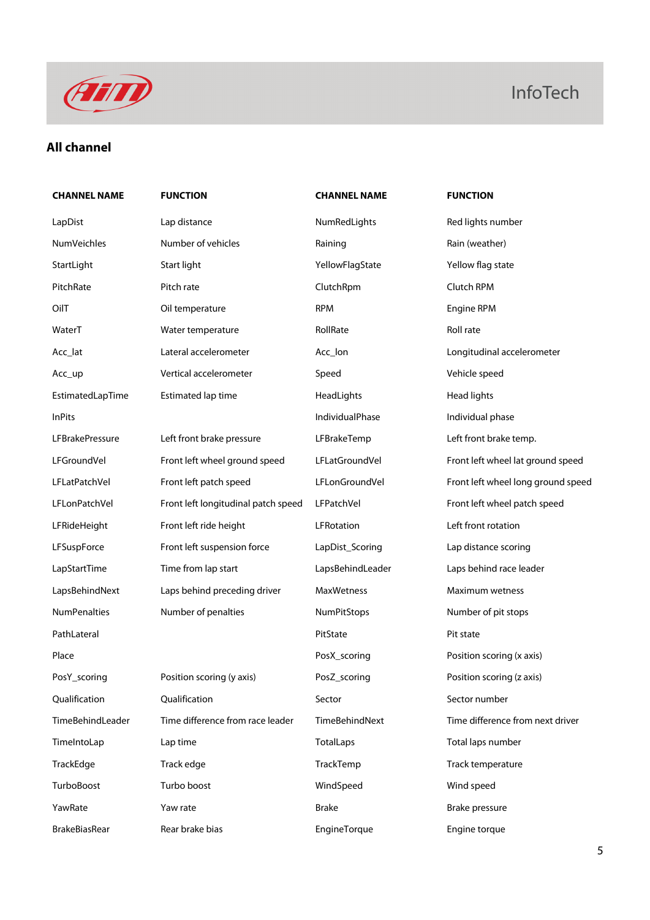## All channel

| CHANNEL NAME | FUNCTION | CHANNEL NAME | FUNCTION |
|---|---|---|---|
| LapDist | Lap distance | NumRedLights | Red lights number |
| NumVeichles | Number of vehicles | Raining | Rain (weather) |
| StartLight | Start light | YellowFlagState | Yellow flag state |
| PitchRate | Pitch rate | ClutchRpm | Clutch RPM |
| OilT | Oil temperature | RPM | Engine RPM |
| WaterT | Water temperature | RollRate | Roll rate |
| Acc_lat | Lateral accelerometer | Acc_lon | Longitudinal accelerometer |
| Acc_up | Vertical accelerometer | Speed | Vehicle speed |
| EstimatedLapTime | Estimated lap time | HeadLights | Head lights |
| InPits | | IndividualPhase | Individual phase |
| LFBrakePressure | Left front brake pressure | LFBrakeTemp | Left front brake temp. |
| LFGroundVel | Front left wheel ground speed | LFLatGroundVel | Front left wheel lat ground speed |
| LFLatPatchVel | Front left patch speed | LFLonGroundVel | Front left wheel long ground speed |
| LFLonPatchVel | Front left longitudinal patch speed | LFPatchVel | Front left wheel patch speed |
| LFRideHeight | Front left ride height | LFRotation | Left front rotation |
| LFSuspForce | Front left suspension force | LapDist_Scoring | Lap distance scoring |
| LapStartTime | Time from lap start | LapsBehindLeader | Laps behind race leader |
| LapsBehindNext | Laps behind preceding driver | MaxWetness | Maximum wetness |
| NumPenalties | Number of penalties | NumPitStops | Number of pit stops |
| PathLateral | | PitState | Pit state |
| Place | | PosX_scoring | Position scoring (x axis) |
| PosY_scoring | Position scoring (y axis) | PosZ_scoring | Position scoring (z axis) |
| Qualification | Qualification | Sector | Sector number |
| TimeBehindLeader | Time difference from race leader | TimeBehindNext | Time difference from next driver |
| TimeIntoLap | Lap time | TotalLaps | Total laps number |
| TrackEdge | Track edge | TrackTemp | Track temperature |
| TurboBoost | Turbo boost | WindSpeed | Wind speed |
| YawRate | Yaw rate | Brake | Brake pressure |
| BrakeBiasRear | Rear brake bias | EngineTorque | Engine torque |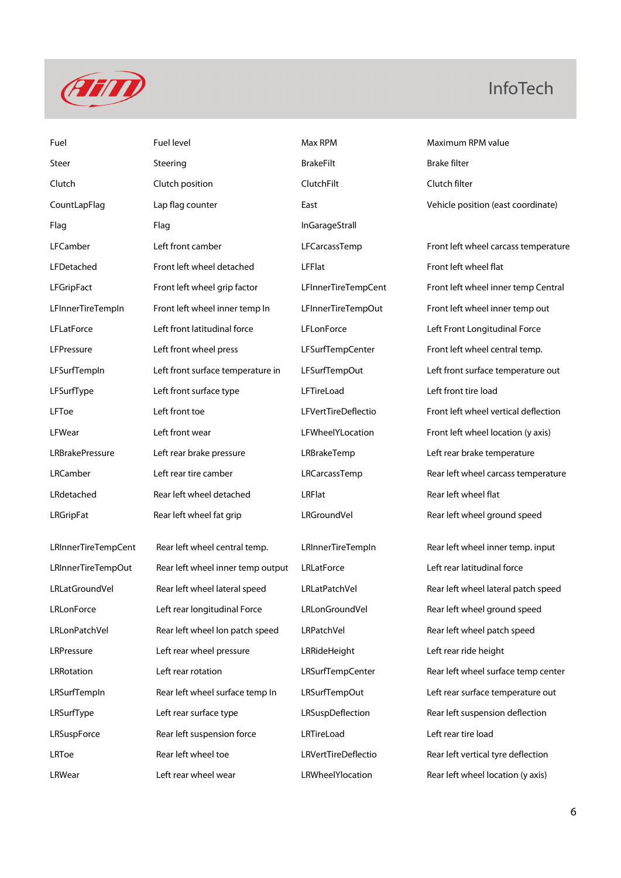| | | | |
|---|---|---|---|
| Fuel | Fuel level | Max RPM | Maximum RPM value |
| Steer | Steering | BrakeFilt | Brake filter |
| Clutch | Clutch position | ClutchFilt | Clutch filter |
| CountLapFlag | Lap flag counter | East | Vehicle position (east coordinate) |
| Flag | Flag | InGarageStrall | |
| LFCamber | Left front camber | LFCarcassTemp | Front left wheel carcass temperature |
| LFDetached | Front left wheel detached | LFFlat | Front left wheel flat |
| LFGripFact | Front left wheel grip factor | LFInnerTireTempCent | Front left wheel inner temp Central |
| LFInnerTireTempIn | Front left wheel inner temp In | LFInnerTireTempOut | Front left wheel inner temp out |
| LFLatForce | Left front latitudinal force | LFLonForce | Left Front Longitudinal Force |
| LFPressure | Left front wheel press | LFSurfTempCenter | Front left wheel central temp. |
| LFSurfTempIn | Left front surface temperature in | LFSurfTempOut | Left front surface temperature out |
| LFSurfType | Left front surface type | LFTireLoad | Left front tire load |
| LFToe | Left front toe | LFVertTireDeflectio | Front left wheel vertical deflection |
| LFWear | Left front wear | LFWheelYLocation | Front left wheel location (y axis) |
| LRBrakePressure | Left rear brake pressure | LRBrakeTemp | Left rear brake temperature |
| LRCamber | Left rear tire camber | LRCarcassTemp | Rear left wheel carcass temperature |
| LRdetached | Rear left wheel detached | LRFlat | Rear left wheel flat |
| LRGripFat | Rear left wheel fat grip | LRGroundVel | Rear left wheel ground speed |
| LRInnerTireTempCent | Rear left wheel central temp. | LRInnerTireTempIn | Rear left wheel inner temp. input |
| LRInnerTireTempOut | Rear left wheel inner temp output | LRLatForce | Left rear latitudinal force |
| LRLatGroundVel | Rear left wheel lateral speed | LRLatPatchVel | Rear left wheel lateral patch speed |
| LRLonForce | Left rear longitudinal Force | LRLonGroundVel | Rear left wheel ground speed |
| LRLonPatchVel | Rear left wheel lon patch speed | LRPatchVel | Rear left wheel patch speed |
| LRPressure | Left rear wheel pressure | LRRideHeight | Left rear ride height |
| LRRotation | Left rear rotation | LRSurfTempCenter | Rear left wheel surface temp center |
| LRSurfTempIn | Rear left wheel surface temp In | LRSurfTempOut | Left rear surface temperature out |
| LRSurfType | Left rear surface type | LRSuspDeflection | Rear left suspension deflection |
| LRSuspForce | Rear left suspension force | LRTireLoad | Left rear tire load |
| LRToe | Rear left wheel toe | LRVertTireDeflectio | Rear left vertical tyre deflection |
| LRWear | Left rear wheel wear | LRWheelYlocation | Rear left wheel location (y axis) |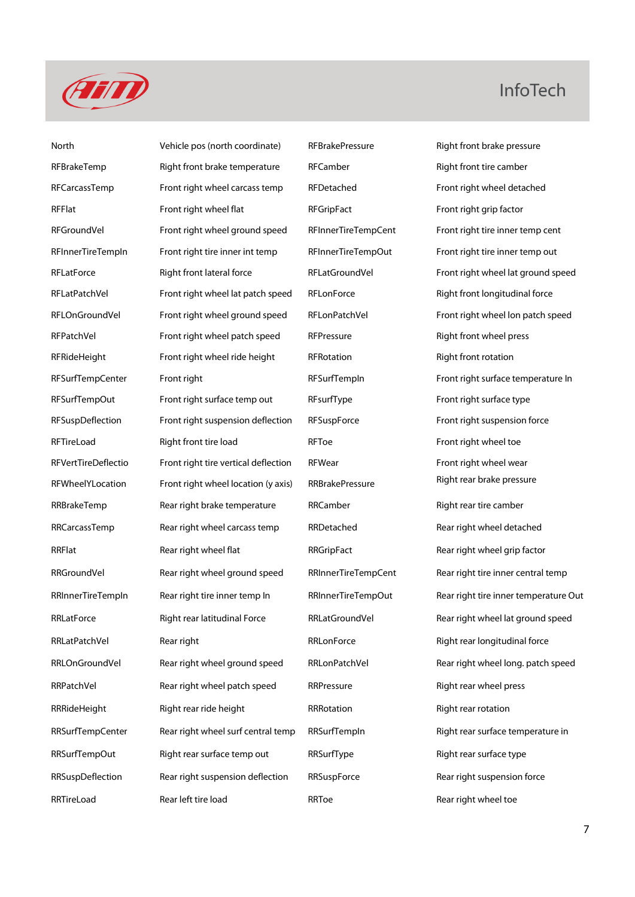| | | | |
|---|---|---|---|
| North | Vehicle pos (north coordinate) | RFBrakePressure | Right front brake pressure |
| RFBrakeTemp | Right front brake temperature | RFCamber | Right front tire camber |
| RFCarcassTemp | Front right wheel carcass temp | RFDetached | Front right wheel detached |
| RFFlat | Front right wheel flat | RFGripFact | Front right grip factor |
| RFGroundVel | Front right wheel ground speed | RFInnerTireTempCent | Front right tire inner temp cent |
| RFInnerTireTempIn | Front right tire inner int temp | RFInnerTireTempOut | Front right tire inner temp out |
| RFLatForce | Right front lateral force | RFLatGroundVel | Front right wheel lat ground speed |
| RFLatPatchVel | Front right wheel lat patch speed | RFLonForce | Right front longitudinal force |
| RFLOnGroundVel | Front right wheel ground speed | RFLonPatchVel | Front right wheel lon patch speed |
| RFPatchVel | Front right wheel patch speed | RFPressure | Right front wheel press |
| RFRideHeight | Front right wheel ride height | RFRotation | Right front rotation |
| RFSurfTempCenter | Front right | RFSurfTempIn | Front right surface temperature In |
| RFSurfTempOut | Front right surface temp out | RFsurfType | Front right surface type |
| RFSuspDeflection | Front right suspension deflection | RFSuspForce | Front right suspension force |
| RFTireLoad | Right front tire load | RFToe | Front right wheel toe |
| RFVertTireDeflectio | Front right tire vertical deflection | RFWear | Front right wheel wear |
| RFWheelYLocation | Front right wheel location (y axis) | RRBrakePressure | Right rear brake pressure |
| RRBrakeTemp | Rear right brake temperature | RRCamber | Right rear tire camber |
| RRCarcassTemp | Rear right wheel carcass temp | RRDetached | Rear right wheel detached |
| RRFlat | Rear right wheel flat | RRGripFact | Rear right wheel grip factor |
| RRGroundVel | Rear right wheel ground speed | RRInnerTireTempCent | Rear right tire inner central temp |
| RRInnerTireTempIn | Rear right tire inner temp In | RRInnerTireTempOut | Rear right tire inner temperature Out |
| RRLatForce | Right rear latitudinal Force | RRLatGroundVel | Rear right wheel lat ground speed |
| RRLatPatchVel | Rear right | RRLonForce | Right rear longitudinal force |
| RRLOnGroundVel | Rear right wheel ground speed | RRLonPatchVel | Rear right wheel long. patch speed |
| RRPatchVel | Rear right wheel patch speed | RRPressure | Right rear wheel press |
| RRRideHeight | Right rear ride height | RRRotation | Right rear rotation |
| RRSurfTempCenter | Rear right wheel surf central temp | RRSurfTempIn | Right rear surface temperature in |
| RRSurfTempOut | Right rear surface temp out | RRSurfType | Right rear surface type |
| RRSuspDeflection | Rear right suspension deflection | RRSuspForce | Rear right suspension force |
| RRTireLoad | Rear left tire load | RRToe | Rear right wheel toe |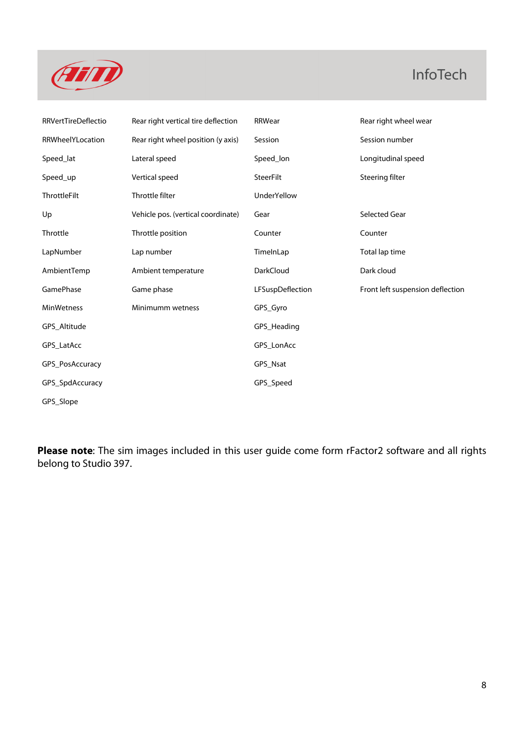| | | | |
|---|---|---|---|
| RRVertTireDeflectio | Rear right vertical tire deflection | RRWear | Rear right wheel wear |
| RRWheelYLocation | Rear right wheel position (y axis) | Session | Session number |
| Speed_lat | Lateral speed | Speed_lon | Longitudinal speed |
| Speed_up | Vertical speed | SteerFilt | Steering filter |
| ThrottleFilt | Throttle filter | UnderYellow | |
| Up | Vehicle pos. (vertical coordinate) | Gear | Selected Gear |
| Throttle | Throttle position | Counter | Counter |
| LapNumber | Lap number | TimeInLap | Total lap time |
| AmbientTemp | Ambient temperature | DarkCloud | Dark cloud |
| GamePhase | Game phase | LFSuspDeflection | Front left suspension deflection |
| MinWetness | Minimumm wetness | GPS_Gyro | |
| GPS_Altitude | | GPS_Heading | |
| GPS_LatAcc | | GPS_LonAcc | |
| GPS_PosAccuracy | | GPS_Nsat | |
| GPS_SpdAccuracy | | GPS_Speed | |
| GPS_Slope | | | |

**Please note**: The sim images included in this user guide come form rFactor2 software and all rights belong to Studio 397.